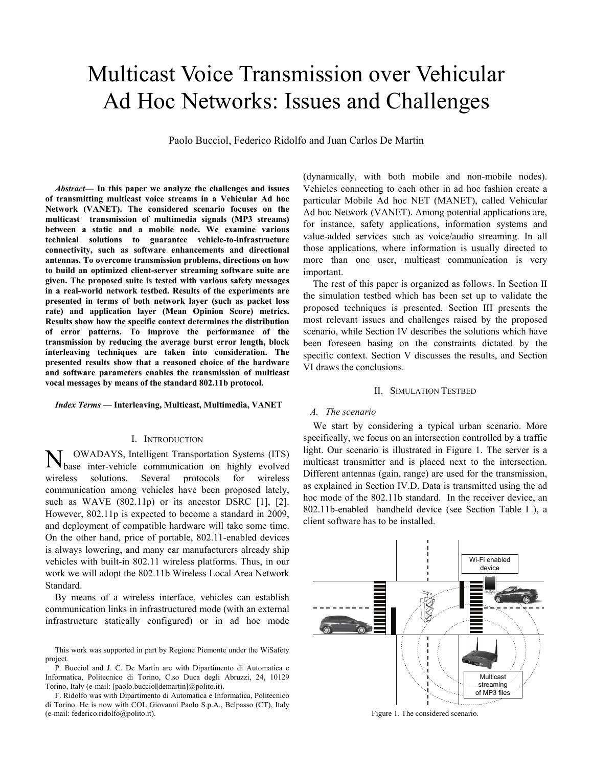# Multicast Voice Transmission over Vehicular Ad Hoc Networks: Issues and Challenges

Paolo Bucciol, Federico Ridolfo and Juan Carlos De Martin

***Abstract*— In this paper we analyze the challenges and issues of transmitting multicast voice streams in a Vehicular Ad hoc Network (VANET). The considered scenario focuses on the multicast transmission of multimedia signals (MP3 streams) between a static and a mobile node. We examine various technical solutions to guarantee vehicle-to-infrastructure connectivity, such as software enhancements and directional antennas. To overcome transmission problems, directions on how to build an optimized client-server streaming software suite are given. The proposed suite is tested with various safety messages in a real-world network testbed. Results of the experiments are presented in terms of both network layer (such as packet loss rate) and application layer (Mean Opinion Score) metrics. Results show how the specific context determines the distribution of error patterns. To improve the performance of the transmission by reducing the average burst error length, block interleaving techniques are taken into consideration. The presented results show that a reasoned choice of the hardware and software parameters enables the transmission of multicast vocal messages by means of the standard 802.11b protocol.**

***Index Terms* — Interleaving, Multicast, Multimedia, VANET**

## I. Introduction

NOWADAYS, Intelligent Transportation Systems (ITS) base inter-vehicle communication on highly evolved wireless solutions. Several protocols for wireless communication among vehicles have been proposed lately, such as WAVE (802.11p) or its ancestor DSRC [1], [2]. However, 802.11p is expected to become a standard in 2009, and deployment of compatible hardware will take some time. On the other hand, price of portable, 802.11-enabled devices is always lowering, and many car manufacturers already ship vehicles with built-in 802.11 wireless platforms. Thus, in our work we will adopt the 802.11b Wireless Local Area Network Standard.

By means of a wireless interface, vehicles can establish communication links in infrastructured mode (with an external infrastructure statically configured) or in ad hoc mode (dynamically, with both mobile and non-mobile nodes). Vehicles connecting to each other in ad hoc fashion create a particular Mobile Ad hoc NET (MANET), called Vehicular Ad hoc Network (VANET). Among potential applications are, for instance, safety applications, information systems and value-added services such as voice/audio streaming. In all those applications, where information is usually directed to more than one user, multicast communication is very important.

The rest of this paper is organized as follows. In Section II the simulation testbed which has been set up to validate the proposed techniques is presented. Section III presents the most relevant issues and challenges raised by the proposed scenario, while Section IV describes the solutions which have been foreseen basing on the constraints dictated by the specific context. Section V discusses the results, and Section VI draws the conclusions.

## II. Simulation Testbed

### *A. The scenario*

We start by considering a typical urban scenario. More specifically, we focus on an intersection controlled by a traffic light. Our scenario is illustrated in Figure 1. The server is a multicast transmitter and is placed next to the intersection. Different antennas (gain, range) are used for the transmission, as explained in Section IV.D. Data is transmitted using the ad hoc mode of the 802.11b standard. In the receiver device, an 802.11b-enabled handheld device (see Section Table I ), a client software has to be installed.

Wi-Fi enabled device

Multicast streaming of MP3 files

Figure 1. The considered scenario.

This work was supported in part by Regione Piemonte under the WiSafety project.

P. Bucciol and J. C. De Martin are with Dipartimento di Automatica e Informatica, Politecnico di Torino, C.so Duca degli Abruzzi, 24, 10129 Torino, Italy (e-mail: [paolo.bucciol|demartin]@polito.it).

F. Ridolfo was with Dipartimento di Automatica e Informatica, Politecnico di Torino. He is now with COL Giovanni Paolo S.p.A., Belpasso (CT), Italy (e-mail: federico.ridolfo@polito.it).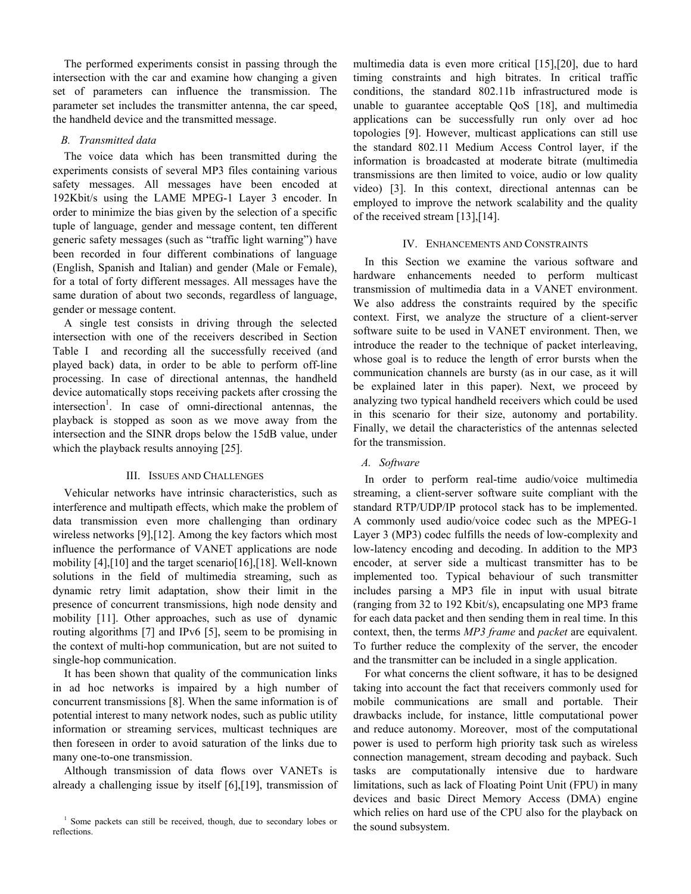The performed experiments consist in passing through the intersection with the car and examine how changing a given set of parameters can influence the transmission. The parameter set includes the transmitter antenna, the car speed, the handheld device and the transmitted message.

### *B. Transmitted data*

The voice data which has been transmitted during the experiments consists of several MP3 files containing various safety messages. All messages have been encoded at 192Kbit/s using the LAME MPEG-1 Layer 3 encoder. In order to minimize the bias given by the selection of a specific tuple of language, gender and message content, ten different generic safety messages (such as "traffic light warning") have been recorded in four different combinations of language (English, Spanish and Italian) and gender (Male or Female), for a total of forty different messages. All messages have the same duration of about two seconds, regardless of language, gender or message content.

A single test consists in driving through the selected intersection with one of the receivers described in Section Table I and recording all the successfully received (and played back) data, in order to be able to perform off-line processing. In case of directional antennas, the handheld device automatically stops receiving packets after crossing the intersection[1]. In case of omni-directional antennas, the playback is stopped as soon as we move away from the intersection and the SINR drops below the 15dB value, under which the playback results annoying [25].

## III. Issues and Challenges

Vehicular networks have intrinsic characteristics, such as interference and multipath effects, which make the problem of data transmission even more challenging than ordinary wireless networks [9],[12]. Among the key factors which most influence the performance of VANET applications are node mobility [4],[10] and the target scenario[16],[18]. Well-known solutions in the field of multimedia streaming, such as dynamic retry limit adaptation, show their limit in the presence of concurrent transmissions, high node density and mobility [11]. Other approaches, such as use of dynamic routing algorithms [7] and IPv6 [5], seem to be promising in the context of multi-hop communication, but are not suited to single-hop communication.

It has been shown that quality of the communication links in ad hoc networks is impaired by a high number of concurrent transmissions [8]. When the same information is of potential interest to many network nodes, such as public utility information or streaming services, multicast techniques are then foreseen in order to avoid saturation of the links due to many one-to-one transmission.

Although transmission of data flows over VANETs is already a challenging issue by itself [6],[19], transmission of multimedia data is even more critical [15],[20], due to hard timing constraints and high bitrates. In critical traffic conditions, the standard 802.11b infrastructured mode is unable to guarantee acceptable QoS [18], and multimedia applications can be successfully run only over ad hoc topologies [9]. However, multicast applications can still use the standard 802.11 Medium Access Control layer, if the information is broadcasted at moderate bitrate (multimedia transmissions are then limited to voice, audio or low quality video) [3]. In this context, directional antennas can be employed to improve the network scalability and the quality of the received stream [13],[14].

## IV. Enhancements and Constraints

In this Section we examine the various software and hardware enhancements needed to perform multicast transmission of multimedia data in a VANET environment. We also address the constraints required by the specific context. First, we analyze the structure of a client-server software suite to be used in VANET environment. Then, we introduce the reader to the technique of packet interleaving, whose goal is to reduce the length of error bursts when the communication channels are bursty (as in our case, as it will be explained later in this paper). Next, we proceed by analyzing two typical handheld receivers which could be used in this scenario for their size, autonomy and portability. Finally, we detail the characteristics of the antennas selected for the transmission.

### *A. Software*

In order to perform real-time audio/voice multimedia streaming, a client-server software suite compliant with the standard RTP/UDP/IP protocol stack has to be implemented. A commonly used audio/voice codec such as the MPEG-1 Layer 3 (MP3) codec fulfills the needs of low-complexity and low-latency encoding and decoding. In addition to the MP3 encoder, at server side a multicast transmitter has to be implemented too. Typical behaviour of such transmitter includes parsing a MP3 file in input with usual bitrate (ranging from 32 to 192 Kbit/s), encapsulating one MP3 frame for each data packet and then sending them in real time. In this context, then, the terms *MP3 frame* and *packet* are equivalent. To further reduce the complexity of the server, the encoder and the transmitter can be included in a single application.

For what concerns the client software, it has to be designed taking into account the fact that receivers commonly used for mobile communications are small and portable. Their drawbacks include, for instance, little computational power and reduce autonomy. Moreover, most of the computational power is used to perform high priority task such as wireless connection management, stream decoding and payback. Such tasks are computationally intensive due to hardware limitations, such as lack of Floating Point Unit (FPU) in many devices and basic Direct Memory Access (DMA) engine which relies on hard use of the CPU also for the playback on the sound subsystem.

[1] Some packets can still be received, though, due to secondary lobes or reflections.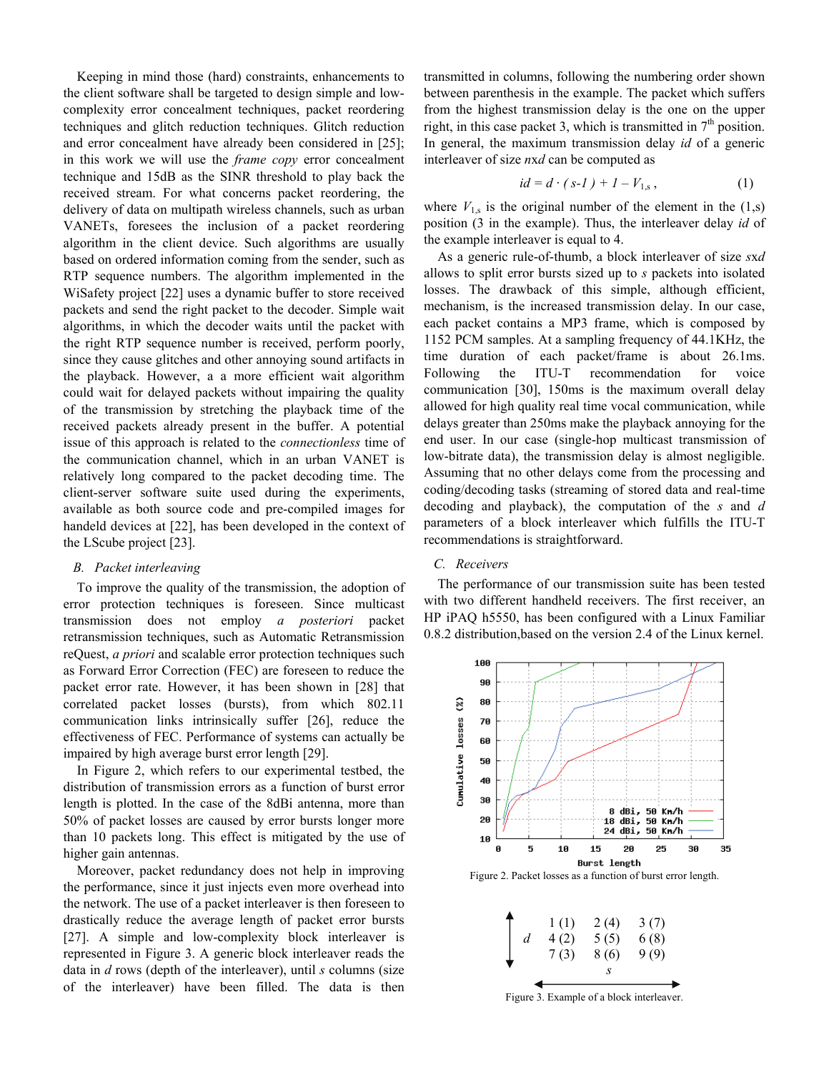Keeping in mind those (hard) constraints, enhancements to the client software shall be targeted to design simple and low-complexity error concealment techniques, packet reordering techniques and glitch reduction techniques. Glitch reduction and error concealment have already been considered in [25]; in this work we will use the *frame copy* error concealment technique and 15dB as the SINR threshold to play back the received stream. For what concerns packet reordering, the delivery of data on multipath wireless channels, such as urban VANETs, foresees the inclusion of a packet reordering algorithm in the client device. Such algorithms are usually based on ordered information coming from the sender, such as RTP sequence numbers. The algorithm implemented in the WiSafety project [22] uses a dynamic buffer to store received packets and send the right packet to the decoder. Simple wait algorithms, in which the decoder waits until the packet with the right RTP sequence number is received, perform poorly, since they cause glitches and other annoying sound artifacts in the playback. However, a a more efficient wait algorithm could wait for delayed packets without impairing the quality of the transmission by stretching the playback time of the received packets already present in the buffer. A potential issue of this approach is related to the *connectionless* time of the communication channel, which in an urban VANET is relatively long compared to the packet decoding time. The client-server software suite used during the experiments, available as both source code and pre-compiled images for handeld devices at [22], has been developed in the context of the LScube project [23].

## B. Packet interleaving

To improve the quality of the transmission, the adoption of error protection techniques is foreseen. Since multicast transmission does not employ *a posteriori* packet retransmission techniques, such as Automatic Retransmission reQuest, *a priori* and scalable error protection techniques such as Forward Error Correction (FEC) are foreseen to reduce the packet error rate. However, it has been shown in [28] that correlated packet losses (bursts), from which 802.11 communication links intrinsically suffer [26], reduce the effectiveness of FEC. Performance of systems can actually be impaired by high average burst error length [29].

In Figure 2, which refers to our experimental testbed, the distribution of transmission errors as a function of burst error length is plotted. In the case of the 8dBi antenna, more than 50% of packet losses are caused by error bursts longer more than 10 packets long. This effect is mitigated by the use of higher gain antennas.

Moreover, packet redundancy does not help in improving the performance, since it just injects even more overhead into the network. The use of a packet interleaver is then foreseen to drastically reduce the average length of packet error bursts [27]. A simple and low-complexity block interleaver is represented in Figure 3. A generic block interleaver reads the data in $d$ rows (depth of the interleaver), until $s$ columns (size of the interleaver) have been filled. The data is then transmitted in columns, following the numbering order shown between parenthesis in the example. The packet which suffers from the highest transmission delay is the one on the upper right, in this case packet 3, which is transmitted in 7[th] position. In general, the maximum transmission delay $id$ of a generic interleaver of size $n$x$d$ can be computed as

$$id = d \cdot ( s\text{-}1 ) + 1 - V_{1,s} , \qquad (1)$$

where $V_{1,s}$ is the original number of the element in the (1,s) position (3 in the example). Thus, the interleaver delay $id$ of the example interleaver is equal to 4.

As a generic rule-of-thumb, a block interleaver of size $s$x$d$ allows to split error bursts sized up to $s$ packets into isolated losses. The drawback of this simple, although efficient, mechanism, is the increased transmission delay. In our case, each packet contains a MP3 frame, which is composed by 1152 PCM samples. At a sampling frequency of 44.1KHz, the time duration of each packet/frame is about 26.1ms. Following the ITU-T recommendation for voice communication [30], 150ms is the maximum overall delay allowed for high quality real time vocal communication, while delays greater than 250ms make the playback annoying for the end user. In our case (single-hop multicast transmission of low-bitrate data), the transmission delay is almost negligible. Assuming that no other delays come from the processing and coding/decoding tasks (streaming of stored data and real-time decoding and playback), the computation of the $s$ and $d$ parameters of a block interleaver which fulfills the ITU-T recommendations is straightforward.

## C. Receivers

The performance of our transmission suite has been tested with two different handheld receivers. The first receiver, an HP iPAQ h5550, has been configured with a Linux Familiar 0.8.2 distribution,based on the version 2.4 of the Linux kernel.

Figure 2. Packet losses as a function of burst error length.

| | | | |
|---|---|---|---|
| $d$ | 1 (1) | 2 (4) | 3 (7) |
| | 4 (2) | 5 (5) | 6 (8) |
| | 7 (3) | 8 (6) | 9 (9) |
| | | $s$ | |

Figure 3. Example of a block interleaver.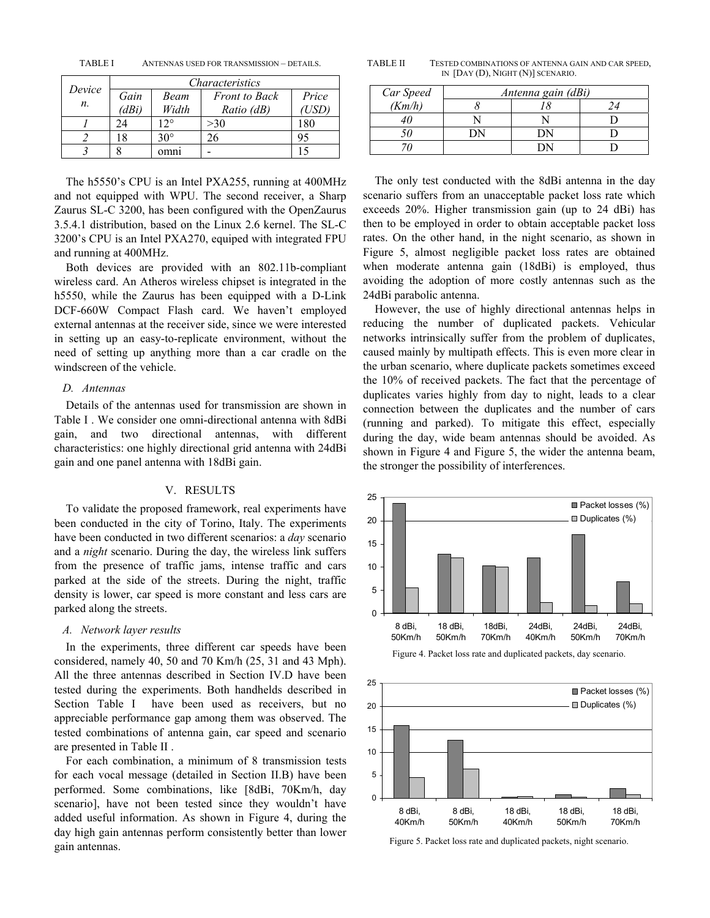TABLE I ANTENNAS USED FOR TRANSMISSION – DETAILS.

| *Device n.* | *Characteristics* | | | |
|---|---|---|---|---|
| | *Gain (dBi)* | *Beam Width* | *Front to Back Ratio (dB)* | *Price (USD)* |
| *1* | 24 | 12° | >30 | 180 |
| *2* | 18 | 30° | 26 | 95 |
| *3* | 8 | omni | - | 15 |

The h5550's CPU is an Intel PXA255, running at 400MHz and not equipped with WPU. The second receiver, a Sharp Zaurus SL-C 3200, has been configured with the OpenZaurus 3.5.4.1 distribution, based on the Linux 2.6 kernel. The SL-C 3200's CPU is an Intel PXA270, equiped with integrated FPU and running at 400MHz.

Both devices are provided with an 802.11b-compliant wireless card. An Atheros wireless chipset is integrated in the h5550, while the Zaurus has been equipped with a D-Link DCF-660W Compact Flash card. We haven't employed external antennas at the receiver side, since we were interested in setting up an easy-to-replicate environment, without the need of setting up anything more than a car cradle on the windscreen of the vehicle.

### *D. Antennas*

Details of the antennas used for transmission are shown in Table I . We consider one omni-directional antenna with 8dBi gain, and two directional antennas, with different characteristics: one highly directional grid antenna with 24dBi gain and one panel antenna with 18dBi gain.

## V. RESULTS

To validate the proposed framework, real experiments have been conducted in the city of Torino, Italy. The experiments have been conducted in two different scenarios: a *day* scenario and a *night* scenario. During the day, the wireless link suffers from the presence of traffic jams, intense traffic and cars parked at the side of the streets. During the night, traffic density is lower, car speed is more constant and less cars are parked along the streets.

### *A. Network layer results*

In the experiments, three different car speeds have been considered, namely 40, 50 and 70 Km/h (25, 31 and 43 Mph). All the three antennas described in Section IV.D have been tested during the experiments. Both handhelds described in Section Table I have been used as receivers, but no appreciable performance gap among them was observed. The tested combinations of antenna gain, car speed and scenario are presented in Table II .

For each combination, a minimum of 8 transmission tests for each vocal message (detailed in Section II.B) have been performed. Some combinations, like [8dBi, 70Km/h, day scenario], have not been tested since they wouldn't have added useful information. As shown in Figure 4, during the day high gain antennas perform consistently better than lower gain antennas.

TABLE II TESTED COMBINATIONS OF ANTENNA GAIN AND CAR SPEED, IN [DAY (D), NIGHT (N)] SCENARIO.

| *Car Speed (Km/h)* | *Antenna gain (dBi)* | | |
|---|---|---|---|
| | *8* | *18* | *24* |
| *40* | N | N | D |
| *50* | DN | DN | D |
| *70* | | DN | D |

The only test conducted with the 8dBi antenna in the day scenario suffers from an unacceptable packet loss rate which exceeds 20%. Higher transmission gain (up to 24 dBi) has then to be employed in order to obtain acceptable packet loss rates. On the other hand, in the night scenario, as shown in Figure 5, almost negligible packet loss rates are obtained when moderate antenna gain (18dBi) is employed, thus avoiding the adoption of more costly antennas such as the 24dBi parabolic antenna.

However, the use of highly directional antennas helps in reducing the number of duplicated packets. Vehicular networks intrinsically suffer from the problem of duplicates, caused mainly by multipath effects. This is even more clear in the urban scenario, where duplicate packets sometimes exceed the 10% of received packets. The fact that the percentage of duplicates varies highly from day to night, leads to a clear connection between the duplicates and the number of cars (running and parked). To mitigate this effect, especially during the day, wide beam antennas should be avoided. As shown in Figure 4 and Figure 5, the wider the antenna beam, the stronger the possibility of interferences.

Figure 4. Packet loss rate and duplicated packets, day scenario.

Figure 5. Packet loss rate and duplicated packets, night scenario.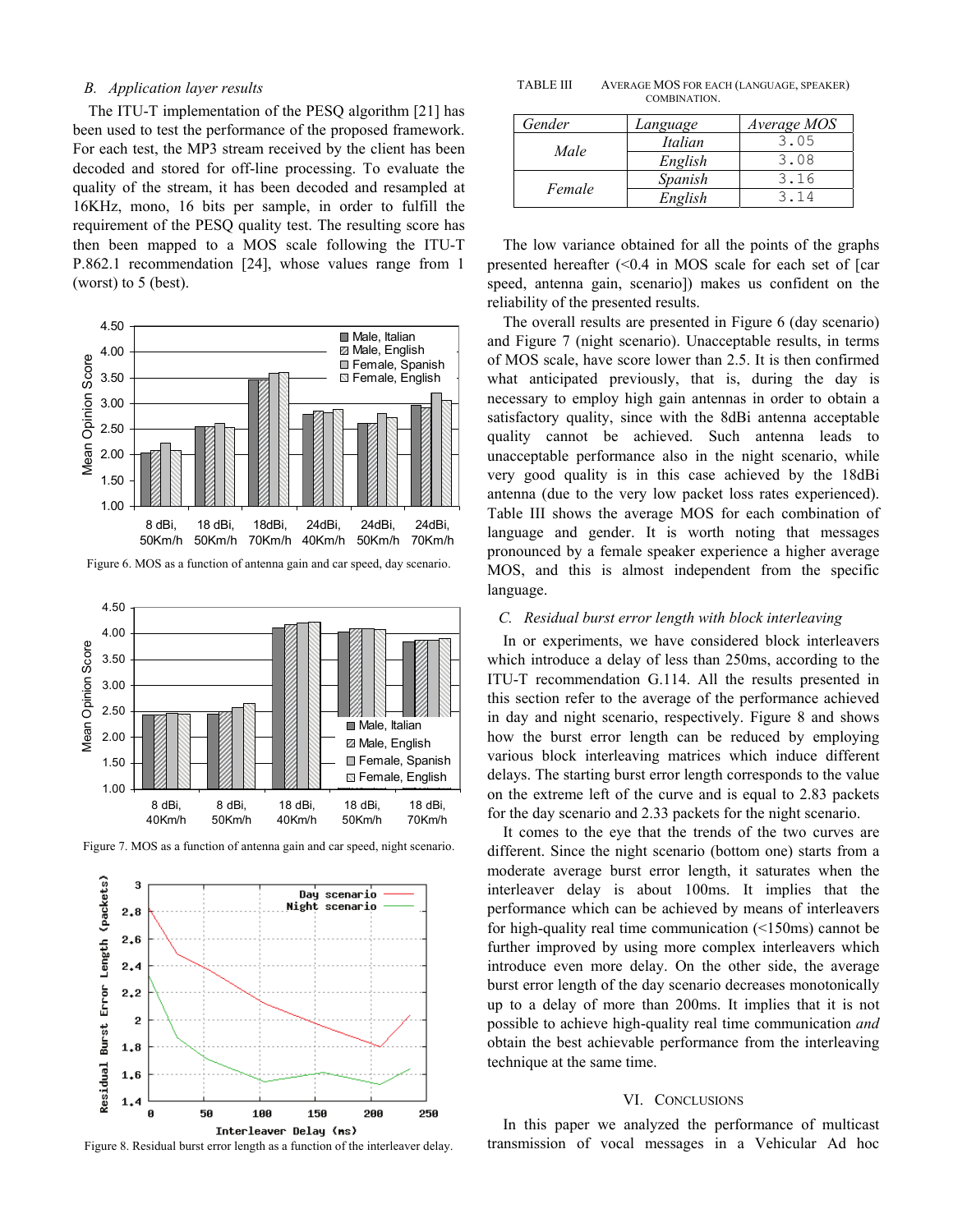### B. *Application layer results*

The ITU-T implementation of the PESQ algorithm [21] has been used to test the performance of the proposed framework. For each test, the MP3 stream received by the client has been decoded and stored for off-line processing. To evaluate the quality of the stream, it has been decoded and resampled at 16KHz, mono, 16 bits per sample, in order to fulfill the requirement of the PESQ quality test. The resulting score has then been mapped to a MOS scale following the ITU-T P.862.1 recommendation [24], whose values range from 1 (worst) to 5 (best).

Figure 6. MOS as a function of antenna gain and car speed, day scenario.

Figure 7. MOS as a function of antenna gain and car speed, night scenario.

Figure 8. Residual burst error length as a function of the interleaver delay.

TABLE III AVERAGE MOS FOR EACH (LANGUAGE, SPEAKER) COMBINATION.

| *Gender* | *Language* | *Average MOS* |
|---|---|---|
| *Male* | *Italian* | 3.05 |
| | *English* | 3.08 |
| *Female* | *Spanish* | 3.16 |
| | *English* | 3.14 |

The low variance obtained for all the points of the graphs presented hereafter (<0.4 in MOS scale for each set of [car speed, antenna gain, scenario]) makes us confident on the reliability of the presented results.

The overall results are presented in Figure 6 (day scenario) and Figure 7 (night scenario). Unacceptable results, in terms of MOS scale, have score lower than 2.5. It is then confirmed what anticipated previously, that is, during the day is necessary to employ high gain antennas in order to obtain a satisfactory quality, since with the 8dBi antenna acceptable quality cannot be achieved. Such antenna leads to unacceptable performance also in the night scenario, while very good quality is in this case achieved by the 18dBi antenna (due to the very low packet loss rates experienced). Table III shows the average MOS for each combination of language and gender. It is worth noting that messages pronounced by a female speaker experience a higher average MOS, and this is almost independent from the specific language.

### C. *Residual burst error length with block interleaving*

In or experiments, we have considered block interleavers which introduce a delay of less than 250ms, according to the ITU-T recommendation G.114. All the results presented in this section refer to the average of the performance achieved in day and night scenario, respectively. Figure 8 and shows how the burst error length can be reduced by employing various block interleaving matrices which induce different delays. The starting burst error length corresponds to the value on the extreme left of the curve and is equal to 2.83 packets for the day scenario and 2.33 packets for the night scenario.

It comes to the eye that the trends of the two curves are different. Since the night scenario (bottom one) starts from a moderate average burst error length, it saturates when the interleaver delay is about 100ms. It implies that the performance which can be achieved by means of interleavers for high-quality real time communication (<150ms) cannot be further improved by using more complex interleavers which introduce even more delay. On the other side, the average burst error length of the day scenario decreases monotonically up to a delay of more than 200ms. It implies that it is not possible to achieve high-quality real time communication *and* obtain the best achievable performance from the interleaving technique at the same time.

## VI. CONCLUSIONS

In this paper we analyzed the performance of multicast transmission of vocal messages in a Vehicular Ad hoc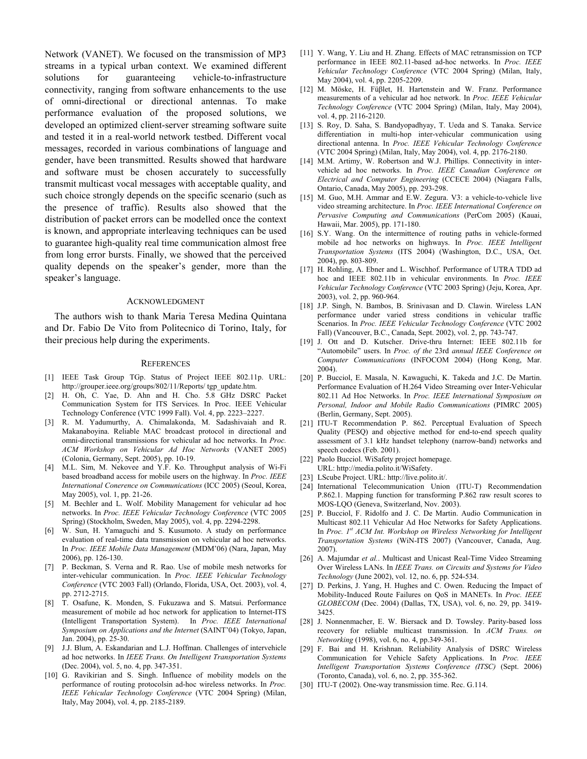Network (VANET). We focused on the transmission of MP3 streams in a typical urban context. We examined different solutions for guaranteeing vehicle-to-infrastructure connectivity, ranging from software enhancements to the use of omni-directional or directional antennas. To make performance evaluation of the proposed solutions, we developed an optimized client-server streaming software suite and tested it in a real-world network testbed. Different vocal messages, recorded in various combinations of language and gender, have been transmitted. Results showed that hardware and software must be chosen accurately to successfully transmit multicast vocal messages with acceptable quality, and such choice strongly depends on the specific scenario (such as the presence of traffic). Results also showed that the distribution of packet errors can be modelled once the context is known, and appropriate interleaving techniques can be used to guarantee high-quality real time communication almost free from long error bursts. Finally, we showed that the perceived quality depends on the speaker's gender, more than the speaker's language.

## Acknowledgment

The authors wish to thank Maria Teresa Medina Quintana and Dr. Fabio De Vito from Politecnico di Torino, Italy, for their precious help during the experiments.

## References

[1] IEEE Task Group TGp. Status of Project IEEE 802.11p. URL: http://grouper.ieee.org/groups/802/11/Reports/ tgp_update.htm.

[2] H. Oh, C. Yae, D. Ahn and H. Cho. 5.8 GHz DSRC Packet Communication System for ITS Services. In Proc. IEEE Vehicular Technology Conference (VTC 1999 Fall). Vol. 4, pp. 2223–2227.

[3] R. M. Yadumurthy, A. Chimalakonda, M. Sadashivaiah and R. Makanaboyina. Reliable MAC broadcast protocol in directional and omni-directional transmissions for vehicular ad hoc networks. In *Proc. ACM Workshop on Vehicular Ad Hoc Networks* (VANET 2005) (Colonia, Germany, Sept. 2005), pp. 10-19.

[4] M.L. Sim, M. Nekovee and Y.F. Ko. Throughput analysis of Wi-Fi based broadband access for mobile users on the highway. In *Proc. IEEE International Conerence on Communications* (ICC 2005) (Seoul, Korea, May 2005), vol. 1, pp. 21-26.

[5] M. Bechler and L. Wolf. Mobility Management for vehicular ad hoc networks. In *Proc. IEEE Vehicular Technology Conference* (VTC 2005 Spring) (Stockholm, Sweden, May 2005), vol. 4, pp. 2294-2298.

[6] W. Sun, H. Yamaguchi and S. Kusumoto. A study on performance evaluation of real-time data transmission on vehicular ad hoc networks. In *Proc. IEEE Mobile Data Management* (MDM'06) (Nara, Japan, May 2006), pp. 126-130.

[7] P. Beckman, S. Verna and R. Rao. Use of mobile mesh networks for inter-vehicular communication. In *Proc. IEEE Vehicular Technology Conference* (VTC 2003 Fall) (Orlando, Florida, USA, Oct. 2003), vol. 4, pp. 2712-2715.

[8] T. Osafune, K. Monden, S. Fukuzawa and S. Matsui. Performance measurement of mobile ad hoc network for application to Internet-ITS (Intelligent Transportation System). In *Proc. IEEE International Symposium on Applications and the Internet* (SAINT'04) (Tokyo, Japan, Jan. 2004), pp. 25-30.

[9] J.J. Blum, A. Eskandarian and L.J. Hoffman. Challenges of intervehicle ad hoc networks. In *IEEE Trans. On Intelligent Transportation Systems* (Dec. 2004), vol. 5, no. 4, pp. 347-351.

[10] G. Ravikirian and S. Singh. Influence of mobility models on the performance of routing protocolsin ad-hoc wireless networks. In *Proc. IEEE Vehicular Technology Conference* (VTC 2004 Spring) (Milan, Italy, May 2004), vol. 4, pp. 2185-2189.

[11] Y. Wang, Y. Liu and H. Zhang. Effects of MAC retransmission on TCP performance in IEEE 802.11-based ad-hoc networks. In *Proc. IEEE Vehicular Technology Conference* (VTC 2004 Spring) (Milan, Italy, May 2004), vol. 4, pp. 2205-2209.

[12] M. Möske, H. Füβlet, H. Hartenstein and W. Franz. Performance measurements of a vehicular ad hoc network. In *Proc. IEEE Vehicular Technology Conference* (VTC 2004 Spring) (Milan, Italy, May 2004), vol. 4, pp. 2116-2120.

[13] S. Roy, D. Saha, S. Bandyopadhyay, T. Ueda and S. Tanaka. Service differentiation in multi-hop inter-vehicular communication using directional antenna. In *Proc. IEEE Vehicular Technology Conference* (VTC 2004 Spring) (Milan, Italy, May 2004), vol. 4, pp. 2176-2180.

[14] M.M. Artimy, W. Robertson and W.J. Phillips. Connectivity in inter-vehicle ad hoc networks. In *Proc. IEEE Canadian Conference on Electrical and Computer Engineering* (CCECE 2004) (Niagara Falls, Ontario, Canada, May 2005), pp. 293-298.

[15] M. Guo, M.H. Ammar and E.W. Zegura. V3: a vehicle-to-vehicle live video streaming architecture. In *Proc. IEEE International Conference on Pervasive Computing and Communications* (PerCom 2005) (Kauai, Hawaii, Mar. 2005), pp. 171-180.

[16] S.Y. Wang. On the intermittence of routing paths in vehicle-formed mobile ad hoc networks on highways. In *Proc. IEEE Intelligent Transportation Systems* (ITS 2004) (Washington, D.C., USA, Oct. 2004), pp. 803-809.

[17] H. Rohling, A. Ebner and L. Wischhof. Performance of UTRA TDD ad hoc and IEEE 802.11b in vehicular environments. In *Proc. IEEE Vehicular Technology Conference* (VTC 2003 Spring) (Jeju, Korea, Apr. 2003), vol. 2, pp. 960-964.

[18] J.P. Singh, N. Bambos, B. Srinivasan and D. Clawin. Wireless LAN performance under varied stress conditions in vehicular traffic Scenarios. In *Proc. IEEE Vehicular Technology Conference* (VTC 2002 Fall) (Vancouver, B.C., Canada, Sept. 2002), vol. 2, pp. 743-747.

[19] J. Ott and D. Kutscher. Drive-thru Internet: IEEE 802.11b for "Automobile" users. In *Proc. of the* 23rd *annual IEEE Conference on Computer Communications* (INFOCOM 2004) (Hong Kong, Mar. 2004).

[20] P. Bucciol, E. Masala, N. Kawaguchi, K. Takeda and J.C. De Martin. Performance Evaluation of H.264 Video Streaming over Inter-Vehicular 802.11 Ad Hoc Networks. In *Proc. IEEE International Symposium on Personal, Indoor and Mobile Radio Communications* (PIMRC 2005) (Berlin, Germany, Sept. 2005).

[21] ITU-T Recommendation P. 862. Perceptual Evaluation of Speech Quality (PESQ) and objective method for end-to-end speech quality assessment of 3.1 kHz handset telephony (narrow-band) networks and speech codecs (Feb. 2001).

[22] Paolo Bucciol. WiSafety project homepage. URL: http://media.polito.it/WiSafety.

[23] LScube Project. URL: http://live.polito.it/.

[24] International Telecommunication Union (ITU-T) Recommendation P.862.1. Mapping function for transforming P.862 raw result scores to MOS-LQO (Geneva, Switzerland, Nov. 2003).

[25] P. Bucciol, F. Ridolfo and J. C. De Martin. Audio Communication in Multicast 802.11 Vehicular Ad Hoc Networks for Safety Applications. In *Proc. 1st ACM Int. Workshop on Wireless Networking for Intelligent Transportation Systems* (WiN-ITS 2007) (Vancouver, Canada, Aug. 2007).

[26] A. Majumdar *et al.*. Multicast and Unicast Real-Time Video Streaming Over Wireless LANs. In *IEEE Trans. on Circuits and Systems for Video Technology* (June 2002), vol. 12, no. 6, pp. 524-534.

[27] D. Perkins, J. Yang, H. Hughes and C. Owen. Reducing the Impact of Mobility-Induced Route Failures on QoS in MANETs. In *Proc. IEEE GLOBECOM* (Dec. 2004) (Dallas, TX, USA), vol. 6, no. 29, pp. 3419-3425.

[28] J. Nonnenmacher, E. W. Biersack and D. Towsley. Parity-based loss recovery for reliable multicast transmission. In *ACM Trans. on Networking* (1998), vol. 6, no. 4, pp.349-361.

[29] F. Bai and H. Krishnan. Reliability Analysis of DSRC Wireless Communication for Vehicle Safety Applications. In *Proc. IEEE Intelligent Transportation Systems Conference (ITSC)* (Sept. 2006) (Toronto, Canada), vol. 6, no. 2, pp. 355-362.

[30] ITU-T (2002). One-way transmission time. Rec. G.114.